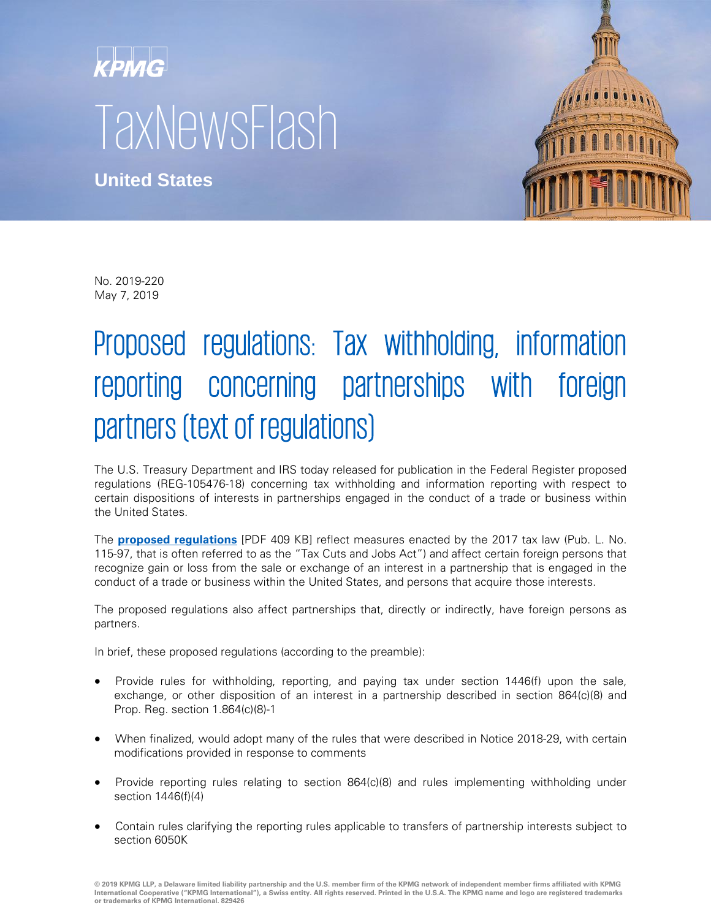KPMG

TaxNewsFlash

**United States**

No. 2019-220
May 7, 2019

# Proposed regulations: Tax withholding, information reporting concerning partnerships with foreign partners (text of regulations)

The U.S. Treasury Department and IRS today released for publication in the Federal Register proposed regulations (REG-105476-18) concerning tax withholding and information reporting with respect to certain dispositions of interests in partnerships engaged in the conduct of a trade or business within the United States.

The **proposed regulations** [PDF 409 KB] reflect measures enacted by the 2017 tax law (Pub. L. No. 115-97, that is often referred to as the "Tax Cuts and Jobs Act") and affect certain foreign persons that recognize gain or loss from the sale or exchange of an interest in a partnership that is engaged in the conduct of a trade or business within the United States, and persons that acquire those interests.

The proposed regulations also affect partnerships that, directly or indirectly, have foreign persons as partners.

In brief, these proposed regulations (according to the preamble):

- Provide rules for withholding, reporting, and paying tax under section 1446(f) upon the sale, exchange, or other disposition of an interest in a partnership described in section 864(c)(8) and Prop. Reg. section 1.864(c)(8)-1
- When finalized, would adopt many of the rules that were described in Notice 2018-29, with certain modifications provided in response to comments
- Provide reporting rules relating to section 864(c)(8) and rules implementing withholding under section 1446(f)(4)
- Contain rules clarifying the reporting rules applicable to transfers of partnership interests subject to section 6050K

© 2019 KPMG LLP, a Delaware limited liability partnership and the U.S. member firm of the KPMG network of independent member firms affiliated with KPMG International Cooperative ("KPMG International"), a Swiss entity. All rights reserved. Printed in the U.S.A. The KPMG name and logo are registered trademarks or trademarks of KPMG International. 829426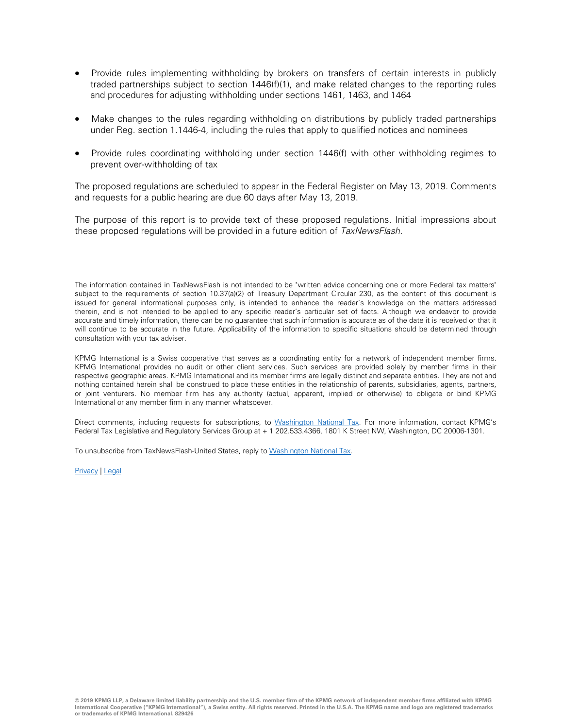- Provide rules implementing withholding by brokers on transfers of certain interests in publicly traded partnerships subject to section 1446(f)(1), and make related changes to the reporting rules and procedures for adjusting withholding under sections 1461, 1463, and 1464
- Make changes to the rules regarding withholding on distributions by publicly traded partnerships under Reg. section 1.1446-4, including the rules that apply to qualified notices and nominees
- Provide rules coordinating withholding under section 1446(f) with other withholding regimes to prevent over-withholding of tax

The proposed regulations are scheduled to appear in the Federal Register on May 13, 2019. Comments and requests for a public hearing are due 60 days after May 13, 2019.

The purpose of this report is to provide text of these proposed regulations. Initial impressions about these proposed regulations will be provided in a future edition of *TaxNewsFlash*.

The information contained in TaxNewsFlash is not intended to be "written advice concerning one or more Federal tax matters" subject to the requirements of section 10.37(a)(2) of Treasury Department Circular 230, as the content of this document is issued for general informational purposes only, is intended to enhance the reader's knowledge on the matters addressed therein, and is not intended to be applied to any specific reader's particular set of facts. Although we endeavor to provide accurate and timely information, there can be no guarantee that such information is accurate as of the date it is received or that it will continue to be accurate in the future. Applicability of the information to specific situations should be determined through consultation with your tax adviser.

KPMG International is a Swiss cooperative that serves as a coordinating entity for a network of independent member firms. KPMG International provides no audit or other client services. Such services are provided solely by member firms in their respective geographic areas. KPMG International and its member firms are legally distinct and separate entities. They are not and nothing contained herein shall be construed to place these entities in the relationship of parents, subsidiaries, agents, partners, or joint venturers. No member firm has any authority (actual, apparent, implied or otherwise) to obligate or bind KPMG International or any member firm in any manner whatsoever.

Direct comments, including requests for subscriptions, to Washington National Tax. For more information, contact KPMG's Federal Tax Legislative and Regulatory Services Group at + 1 202.533.4366, 1801 K Street NW, Washington, DC 20006-1301.

To unsubscribe from TaxNewsFlash-United States, reply to Washington National Tax.

Privacy | Legal

**© 2019 KPMG LLP, a Delaware limited liability partnership and the U.S. member firm of the KPMG network of independent member firms affiliated with KPMG International Cooperative ("KPMG International"), a Swiss entity. All rights reserved. Printed in the U.S.A. The KPMG name and logo are registered trademarks or trademarks of KPMG International. 829426**